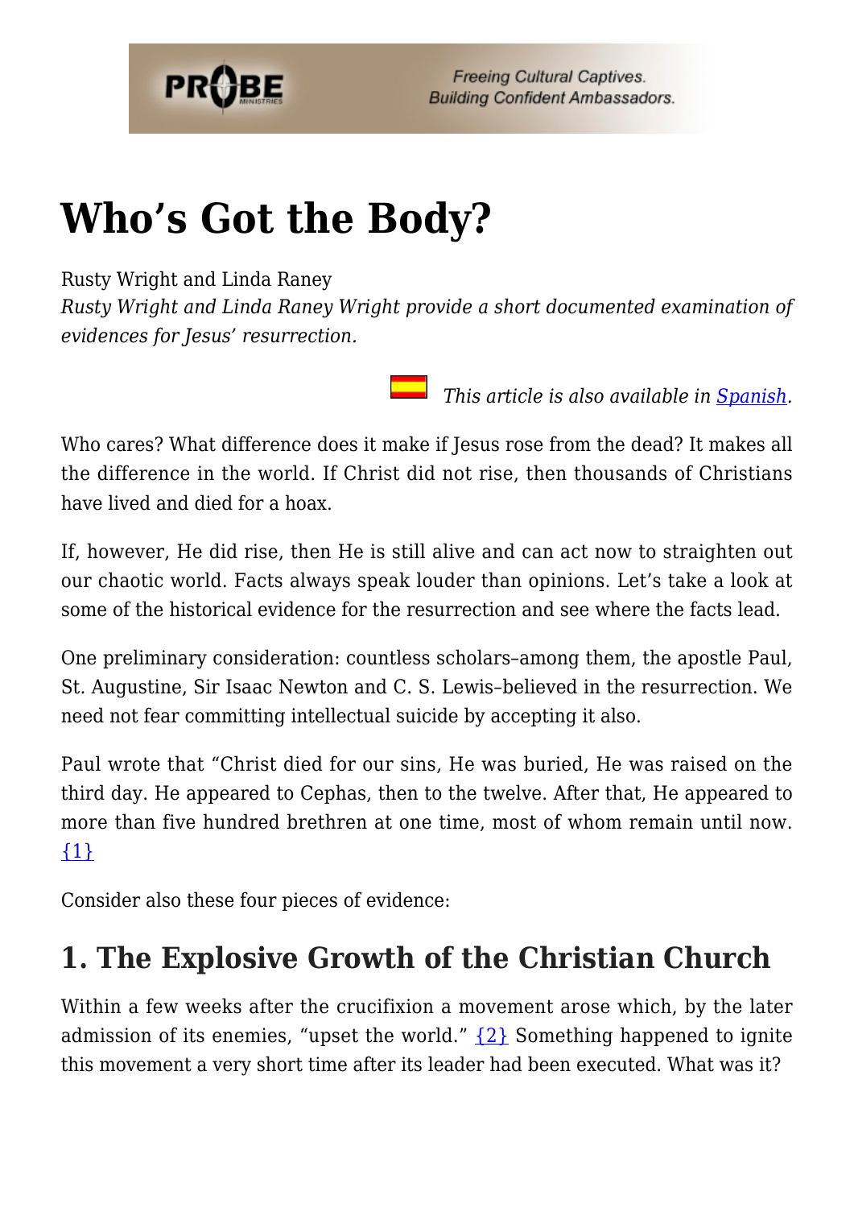# Who's Got the Body?

Rusty Wright and Linda Raney

*Rusty Wright and Linda Raney Wright provide a short documented examination of evidences for Jesus' resurrection.*

*This article is also available in [Spanish](#).*

Who cares? What difference does it make if Jesus rose from the dead? It makes all the difference in the world. If Christ did not rise, then thousands of Christians have lived and died for a hoax.

If, however, He did rise, then He is still alive and can act now to straighten out our chaotic world. Facts always speak louder than opinions. Let's take a look at some of the historical evidence for the resurrection and see where the facts lead.

One preliminary consideration: countless scholars–among them, the apostle Paul, St. Augustine, Sir Isaac Newton and C. S. Lewis–believed in the resurrection. We need not fear committing intellectual suicide by accepting it also.

Paul wrote that "Christ died for our sins, He was buried, He was raised on the third day. He appeared to Cephas, then to the twelve. After that, He appeared to more than five hundred brethren at one time, most of whom remain until now. [1]

Consider also these four pieces of evidence:

## 1. The Explosive Growth of the Christian Church

Within a few weeks after the crucifixion a movement arose which, by the later admission of its enemies, "upset the world." [2] Something happened to ignite this movement a very short time after its leader had been executed. What was it?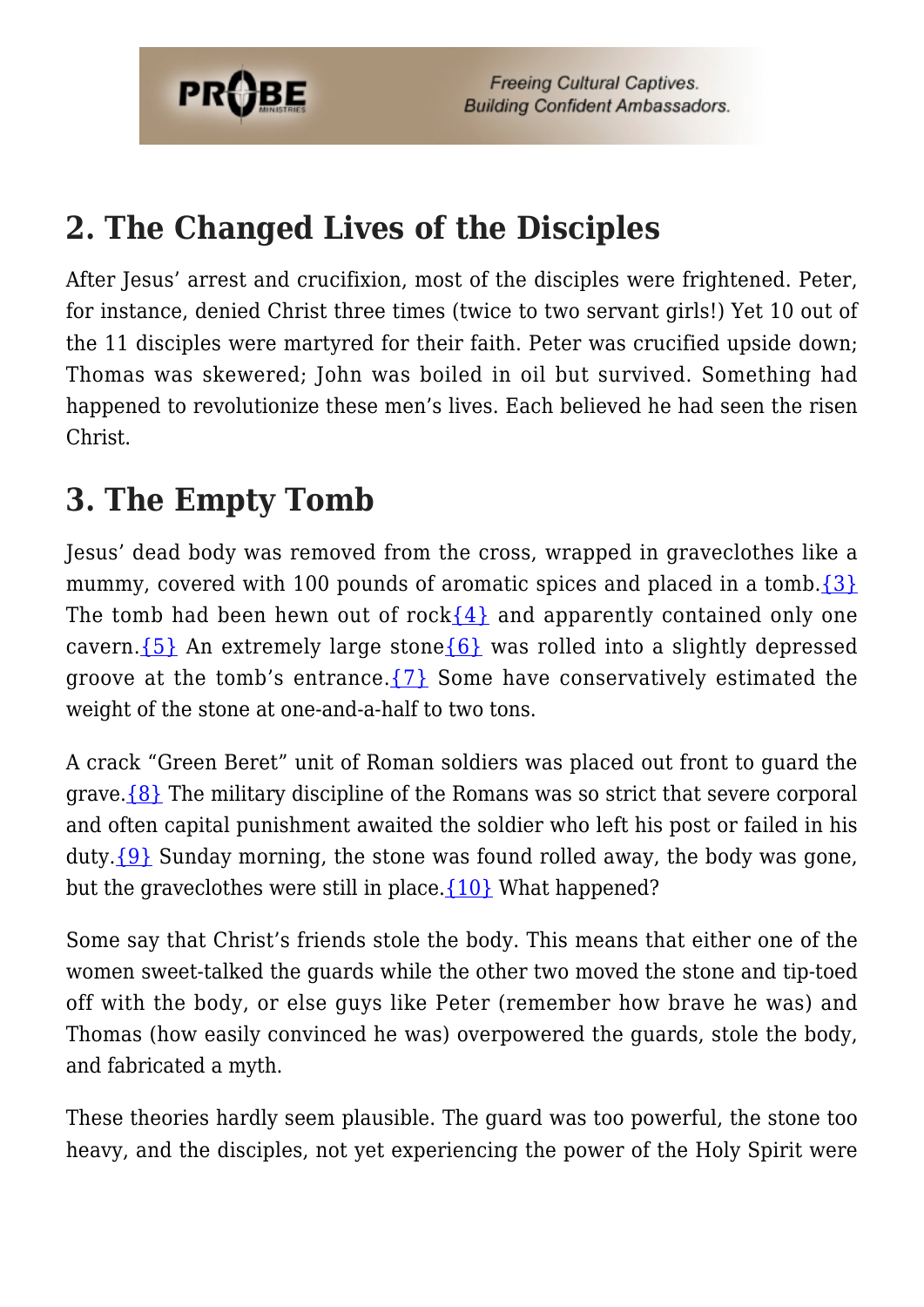## 2. The Changed Lives of the Disciples

After Jesus' arrest and crucifixion, most of the disciples were frightened. Peter, for instance, denied Christ three times (twice to two servant girls!) Yet 10 out of the 11 disciples were martyred for their faith. Peter was crucified upside down; Thomas was skewered; John was boiled in oil but survived. Something had happened to revolutionize these men's lives. Each believed he had seen the risen Christ.

## 3. The Empty Tomb

Jesus' dead body was removed from the cross, wrapped in graveclothes like a mummy, covered with 100 pounds of aromatic spices and placed in a tomb.{3} The tomb had been hewn out of rock{4} and apparently contained only one cavern.{5} An extremely large stone{6} was rolled into a slightly depressed groove at the tomb's entrance.{7} Some have conservatively estimated the weight of the stone at one-and-a-half to two tons.

A crack "Green Beret" unit of Roman soldiers was placed out front to guard the grave.{8} The military discipline of the Romans was so strict that severe corporal and often capital punishment awaited the soldier who left his post or failed in his duty.{9} Sunday morning, the stone was found rolled away, the body was gone, but the graveclothes were still in place.{10} What happened?

Some say that Christ's friends stole the body. This means that either one of the women sweet-talked the guards while the other two moved the stone and tip-toed off with the body, or else guys like Peter (remember how brave he was) and Thomas (how easily convinced he was) overpowered the guards, stole the body, and fabricated a myth.

These theories hardly seem plausible. The guard was too powerful, the stone too heavy, and the disciples, not yet experiencing the power of the Holy Spirit were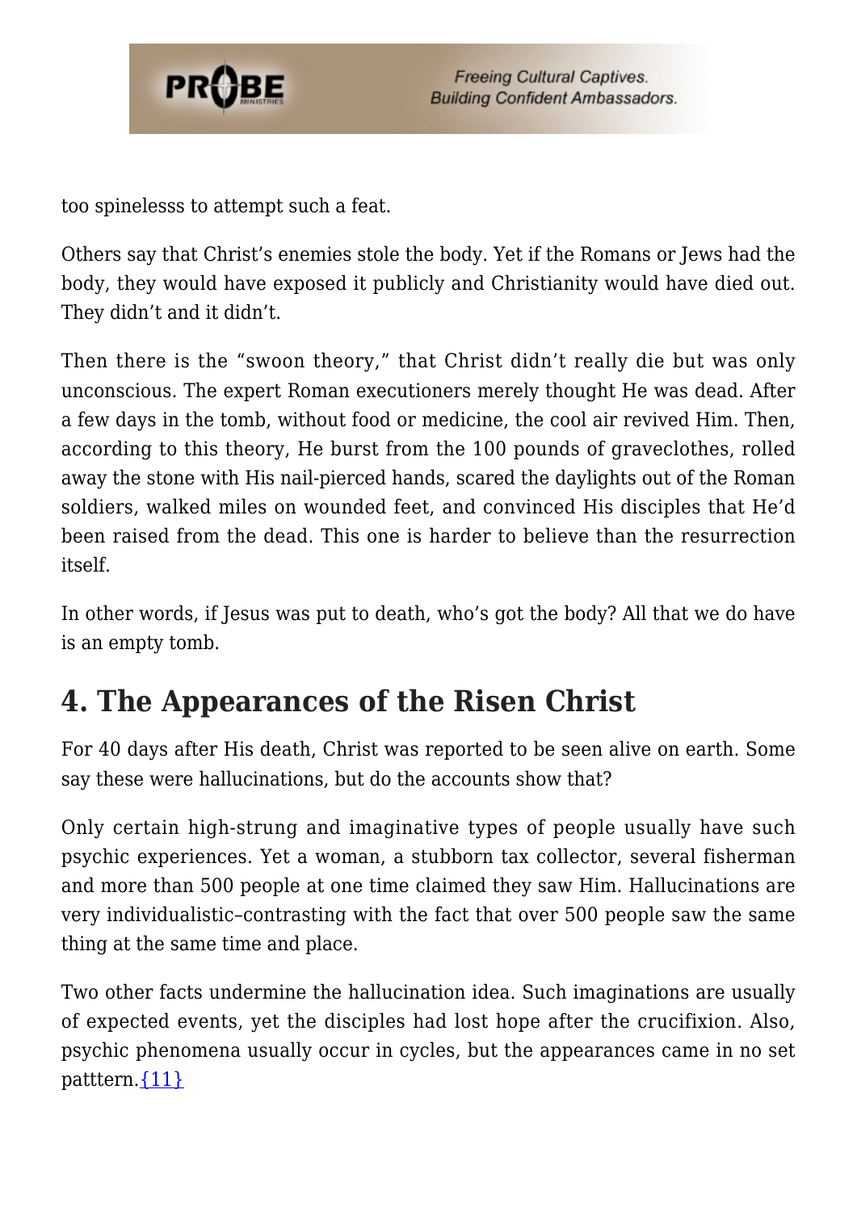too spinelesss to attempt such a feat.

Others say that Christ's enemies stole the body. Yet if the Romans or Jews had the body, they would have exposed it publicly and Christianity would have died out. They didn't and it didn't.

Then there is the "swoon theory," that Christ didn't really die but was only unconscious. The expert Roman executioners merely thought He was dead. After a few days in the tomb, without food or medicine, the cool air revived Him. Then, according to this theory, He burst from the 100 pounds of graveclothes, rolled away the stone with His nail-pierced hands, scared the daylights out of the Roman soldiers, walked miles on wounded feet, and convinced His disciples that He'd been raised from the dead. This one is harder to believe than the resurrection itself.

In other words, if Jesus was put to death, who's got the body? All that we do have is an empty tomb.

## 4. The Appearances of the Risen Christ

For 40 days after His death, Christ was reported to be seen alive on earth. Some say these were hallucinations, but do the accounts show that?

Only certain high-strung and imaginative types of people usually have such psychic experiences. Yet a woman, a stubborn tax collector, several fisherman and more than 500 people at one time claimed they saw Him. Hallucinations are very individualistic–contrasting with the fact that over 500 people saw the same thing at the same time and place.

Two other facts undermine the hallucination idea. Such imaginations are usually of expected events, yet the disciples had lost hope after the crucifixion. Also, psychic phenomena usually occur in cycles, but the appearances came in no set patttern.{11}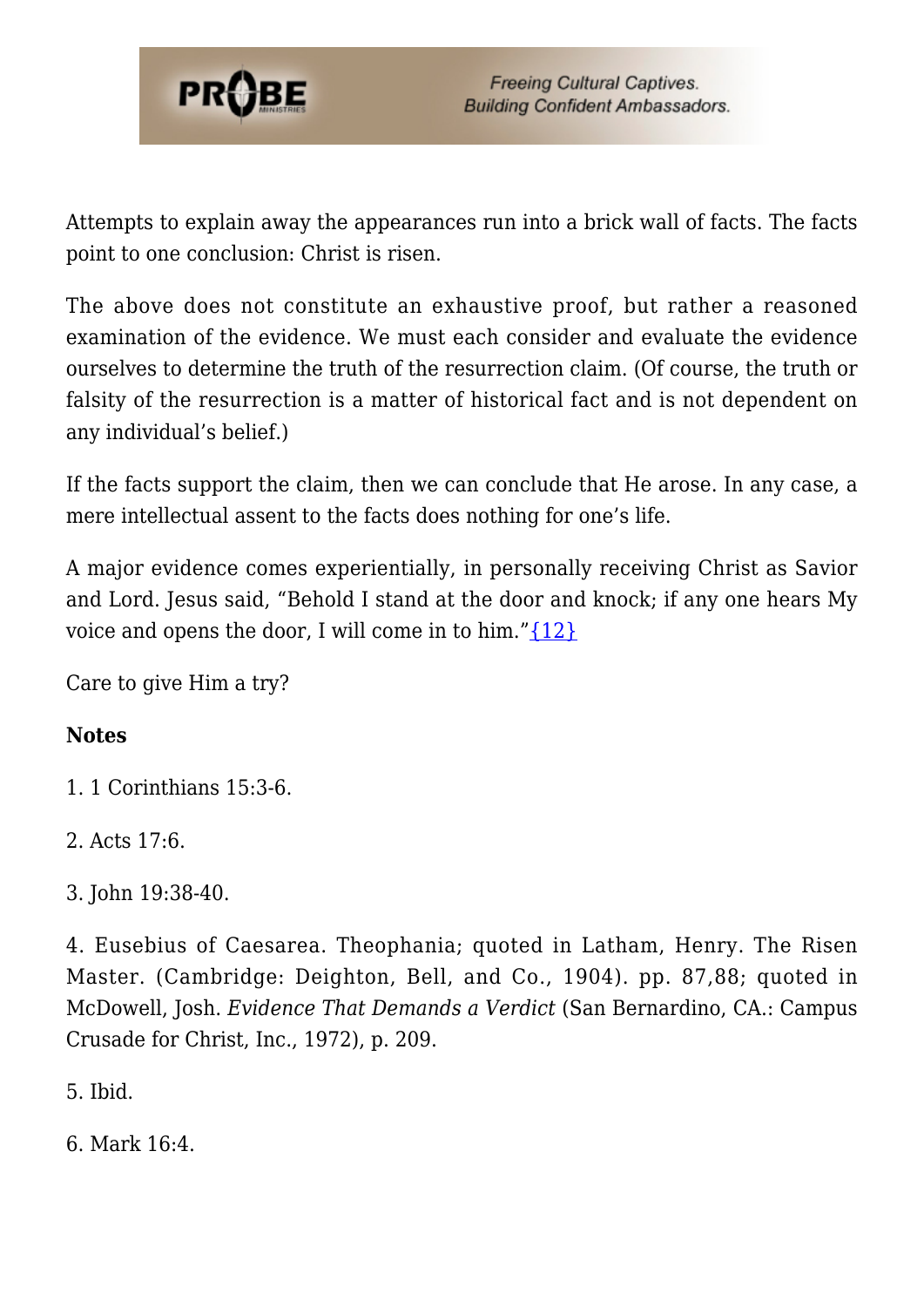Attempts to explain away the appearances run into a brick wall of facts. The facts point to one conclusion: Christ is risen.

The above does not constitute an exhaustive proof, but rather a reasoned examination of the evidence. We must each consider and evaluate the evidence ourselves to determine the truth of the resurrection claim. (Of course, the truth or falsity of the resurrection is a matter of historical fact and is not dependent on any individual's belief.)

If the facts support the claim, then we can conclude that He arose. In any case, a mere intellectual assent to the facts does nothing for one's life.

A major evidence comes experientially, in personally receiving Christ as Savior and Lord. Jesus said, "Behold I stand at the door and knock; if any one hears My voice and opens the door, I will come in to him."{12}

Care to give Him a try?

**Notes**

1. 1 Corinthians 15:3-6.

2. Acts 17:6.

3. John 19:38-40.

4. Eusebius of Caesarea. Theophania; quoted in Latham, Henry. The Risen Master. (Cambridge: Deighton, Bell, and Co., 1904). pp. 87,88; quoted in McDowell, Josh. *Evidence That Demands a Verdict* (San Bernardino, CA.: Campus Crusade for Christ, Inc., 1972), p. 209.

5. Ibid.

6. Mark 16:4.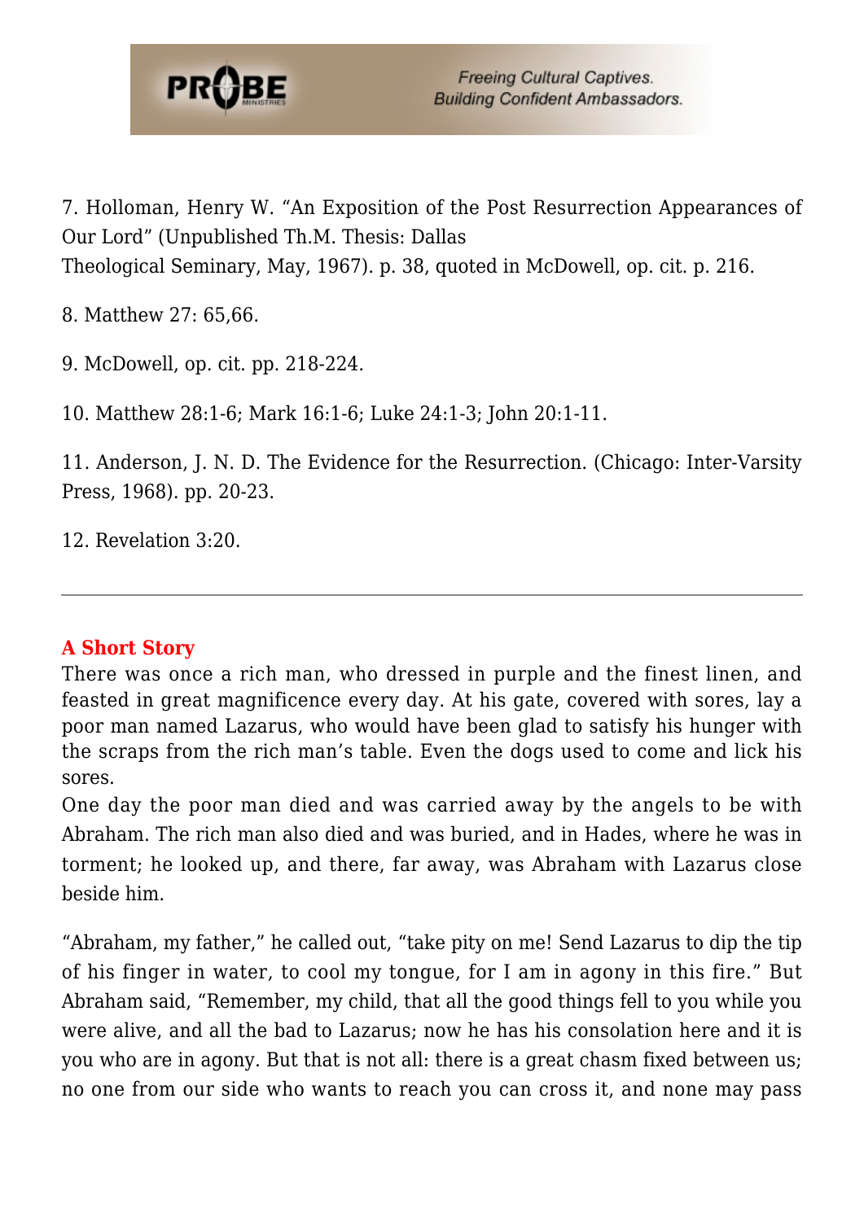7. Holloman, Henry W. "An Exposition of the Post Resurrection Appearances of Our Lord" (Unpublished Th.M. Thesis: Dallas
Theological Seminary, May, 1967). p. 38, quoted in McDowell, op. cit. p. 216.

8. Matthew 27: 65,66.

9. McDowell, op. cit. pp. 218-224.

10. Matthew 28:1-6; Mark 16:1-6; Luke 24:1-3; John 20:1-11.

11. Anderson, J. N. D. The Evidence for the Resurrection. (Chicago: Inter-Varsity Press, 1968). pp. 20-23.

12. Revelation 3:20.

---

### A Short Story

There was once a rich man, who dressed in purple and the finest linen, and feasted in great magnificence every day. At his gate, covered with sores, lay a poor man named Lazarus, who would have been glad to satisfy his hunger with the scraps from the rich man's table. Even the dogs used to come and lick his sores.

One day the poor man died and was carried away by the angels to be with Abraham. The rich man also died and was buried, and in Hades, where he was in torment; he looked up, and there, far away, was Abraham with Lazarus close beside him.

"Abraham, my father," he called out, "take pity on me! Send Lazarus to dip the tip of his finger in water, to cool my tongue, for I am in agony in this fire." But Abraham said, "Remember, my child, that all the good things fell to you while you were alive, and all the bad to Lazarus; now he has his consolation here and it is you who are in agony. But that is not all: there is a great chasm fixed between us; no one from our side who wants to reach you can cross it, and none may pass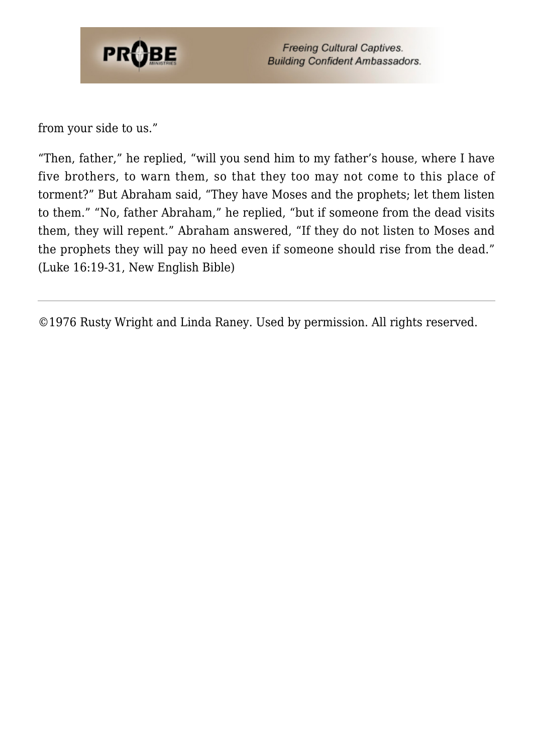from your side to us."

"Then, father," he replied, "will you send him to my father's house, where I have five brothers, to warn them, so that they too may not come to this place of torment?" But Abraham said, "They have Moses and the prophets; let them listen to them." "No, father Abraham," he replied, "but if someone from the dead visits them, they will repent." Abraham answered, "If they do not listen to Moses and the prophets they will pay no heed even if someone should rise from the dead." (Luke 16:19-31, New English Bible)

---

©1976 Rusty Wright and Linda Raney. Used by permission. All rights reserved.